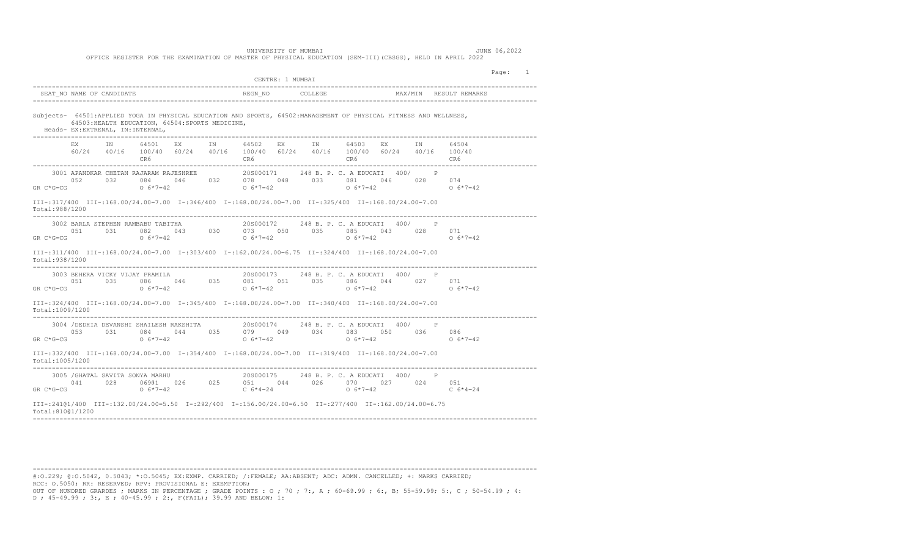UNIVERSITY OF MUMBAI

JUNE 06,2022

OFFICE REGISTER FOR THE EXAMINATION OF MASTER OF PHYSICAL EDUCATION (SEM-III)(CBSGS), HELD IN APRIL 2022

CENTRE: 1 MUMBAI

| SEAT_NO NAME OF CANDIDATE | REGN_NO | COLLEGE | MAX/MIN | RESULT | REMARKS |
|---|---|---|---|---|---|

Subjects- 64501:APPLIED YOGA IN PHYSICAL EDUCATION AND SPORTS, 64502:MANAGEMENT OF PHYSICAL FITNESS AND WELLNESS, 64503:HEALTH EDUCATION, 64504:SPORTS MEDICINE,

Heads- EX:EXTRENAL, IN:INTERNAL,

| | EX | IN | 64501 | EX | IN | 64502 | EX | IN | 64503 | EX | IN | 64504 |
|---|---|---|---|---|---|---|---|---|---|---|---|---|
| | 60/24 | 40/16 | 100/40 | 60/24 | 40/16 | 100/40 | 60/24 | 40/16 | 100/40 | 60/24 | 40/16 | 100/40 |
| | | | CR6 | | | CR6 | | | CR6 | | | CR6 |

3001 APANDKAR CHETAN RAJARAM RAJESHREE — 20S000171 — 248 B. P. C. A EDUCATI — 400/ — P

| | EX | IN | 64501 | EX | IN | 64502 | EX | IN | 64503 | EX | IN | 64504 |
|---|---|---|---|---|---|---|---|---|---|---|---|---|
| | 052 | 032 | 084 | 046 | 032 | 078 | 048 | 033 | 081 | 046 | 028 | 074 |
| GR C*G=CG | | | O 6*7=42 | | | O 6*7=42 | | | O 6*7=42 | | | O 6*7=42 |

III-:317/400 III-:168.00/24.00=7.00 I-:346/400 I-:168.00/24.00=7.00 II-:325/400 II-:168.00/24.00=7.00
Total:988/1200

3002 BARLA STEPHEN RAMBABU TABITHA — 20S000172 — 248 B. P. C. A EDUCATI — 400/ — P

| | EX | IN | 64501 | EX | IN | 64502 | EX | IN | 64503 | EX | IN | 64504 |
|---|---|---|---|---|---|---|---|---|---|---|---|---|
| | 051 | 031 | 082 | 043 | 030 | 073 | 050 | 035 | 085 | 043 | 028 | 071 |
| GR C*G=CG | | | O 6*7=42 | | | O 6*7=42 | | | O 6*7=42 | | | O 6*7=42 |

III-:311/400 III-:168.00/24.00=7.00 I-:303/400 I-:162.00/24.00=6.75 II-:324/400 II-:168.00/24.00=7.00
Total:938/1200

3003 BEHERA VICKY VIJAY PRAMILA — 20S000173 — 248 B. P. C. A EDUCATI — 400/ — P

| | EX | IN | 64501 | EX | IN | 64502 | EX | IN | 64503 | EX | IN | 64504 |
|---|---|---|---|---|---|---|---|---|---|---|---|---|
| | 051 | 035 | 086 | 046 | 035 | 081 | 051 | 035 | 086 | 044 | 027 | 071 |
| GR C*G=CG | | | O 6*7=42 | | | O 6*7=42 | | | O 6*7=42 | | | O 6*7=42 |

III-:324/400 III-:168.00/24.00=7.00 I-:345/400 I-:168.00/24.00=7.00 II-:340/400 II-:168.00/24.00=7.00
Total:1009/1200

3004 /DEDHIA DEVANSHI SHAILESH RAKSHITA — 20S000174 — 248 B. P. C. A EDUCATI — 400/ — P

| | EX | IN | 64501 | EX | IN | 64502 | EX | IN | 64503 | EX | IN | 64504 |
|---|---|---|---|---|---|---|---|---|---|---|---|---|
| | 053 | 031 | 084 | 044 | 035 | 079 | 049 | 034 | 083 | 050 | 036 | 086 |
| GR C*G=CG | | | O 6*7=42 | | | O 6*7=42 | | | O 6*7=42 | | | O 6*7=42 |

III-:332/400 III-:168.00/24.00=7.00 I-:354/400 I-:168.00/24.00=7.00 II-:319/400 II-:168.00/24.00=7.00
Total:1005/1200

3005 /GHATAL SAVITA SONYA MARHU — 20S000175 — 248 B. P. C. A EDUCATI — 400/ — P

| | EX | IN | 64501 | EX | IN | 64502 | EX | IN | 64503 | EX | IN | 64504 |
|---|---|---|---|---|---|---|---|---|---|---|---|---|
| | 041 | 028 | 069@1 | 026 | 025 | 051 | 044 | 026 | 070 | 027 | 024 | 051 |
| GR C*G=CG | | | O 6*7=42 | | | C 6*4=24 | | | O 6*7=42 | | | C 6*4=24 |

III-:241@1/400 III-:132.00/24.00=5.50 I-:292/400 I-:156.00/24.00=6.50 II-:277/400 II-:162.00/24.00=6.75
Total:810@1/1200

#:O.229; @:O.5042, 0.5043; *:O.5045; EX:EXMP. CARRIED; /:FEMALE; AA:ABSENT; ADC: ADMN. CANCELLED; +: MARKS CARRIED;
RCC: O.5050; RR: RESERVED; RPV: PROVISIONAL E: EXEMPTION;
OUT OF HUNDRED GRARDES ; MARKS IN PERCENTAGE ; GRADE POINTS : O ; 70 ; 7:, A ; 60-69.99 ; 6:, B; 55-59.99; 5:, C ; 50-54.99 ; 4: D ; 45-49.99 ; 3:, E ; 40-45.99 ; 2:, F(FAIL); 39.99 AND BELOW; 1: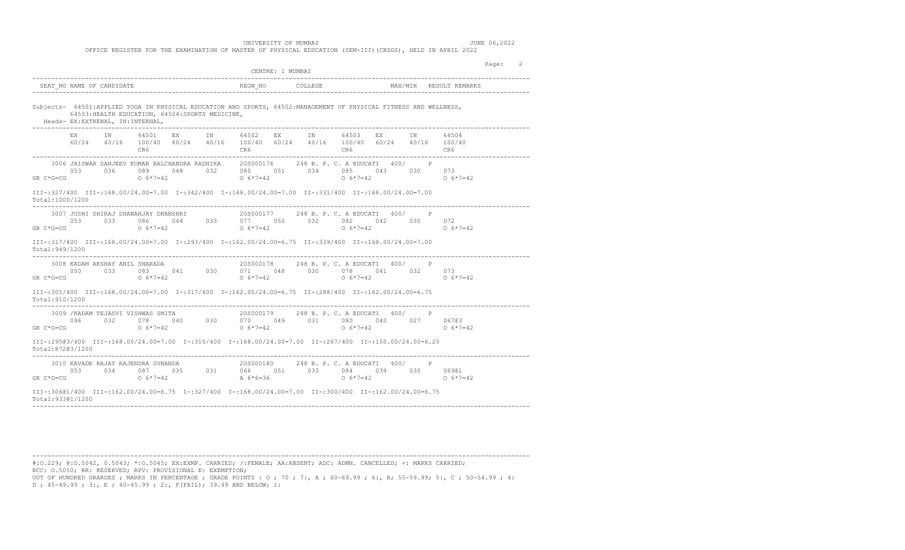UNIVERSITY OF MUMBAI

JUNE 06,2022

OFFICE REGISTER FOR THE EXAMINATION OF MASTER OF PHYSICAL EDUCATION (SEM-III)(CBSGS), HELD IN APRIL 2022

CENTRE: 1 MUMBAI

| SEAT_NO | NAME OF CANDIDATE | REGN_NO | COLLEGE | MAX/MIN | RESULT | REMARKS |
|---|---|---|---|---|---|---|

Subjects- 64501:APPLIED YOGA IN PHYSICAL EDUCATION AND SPORTS, 64502:MANAGEMENT OF PHYSICAL FITNESS AND WELLNESS, 64503:HEALTH EDUCATION, 64504:SPORTS MEDICINE,

Heads- EX:EXTRENAL, IN:INTERNAL,

| | EX 60/24 | IN 40/16 | 64501 100/40 CR6 | EX 60/24 | IN 40/16 | 64502 100/40 CR6 | EX 60/24 | IN 40/16 | 64503 100/40 CR6 | EX 60/24 | IN 40/16 | 64504 100/40 CR6 |
|---|---|---|---|---|---|---|---|---|---|---|---|---|
| 3006 JAISWAR SANJEEV KUMAR BALCHANDRA RADHIKA — 20S000176 — 248 B. P. C. A EDUCATI — 400/ — P | | | | | | | | | | | | |
| | 053 | 036 | 089 | 048 | 032 | 080 | 051 | 034 | 085 | 043 | 030 | 073 |
| GR C*G=CG | | | O 6*7=42 | | | O 6*7=42 | | | O 6*7=42 | | | O 6*7=42 |
| 3007 JOSHI DHIRAJ DHANANJAY DHANSHRI — 20S000177 — 248 B. P. C. A EDUCATI — 400/ — P | | | | | | | | | | | | |
| | 053 | 033 | 086 | 044 | 033 | 077 | 050 | 032 | 082 | 042 | 030 | 072 |
| GR C*G=CG | | | O 6*7=42 | | | O 6*7=42 | | | O 6*7=42 | | | O 6*7=42 |
| 3008 KADAM AKSHAY ANIL SHARADA — 20S000178 — 248 B. P. C. A EDUCATI — 400/ — P | | | | | | | | | | | | |
| | 050 | 033 | 083 | 041 | 030 | 071 | 048 | 030 | 078 | 041 | 032 | 073 |
| GR C*G=CG | | | O 6*7=42 | | | O 6*7=42 | | | O 6*7=42 | | | O 6*7=42 |
| 3009 /KADAM TEJASVI VISHWAS SMITA — 20S000179 — 248 B. P. C. A EDUCATI — 400/ — P | | | | | | | | | | | | |
| | 046 | 032 | 078 | 040 | 030 | 070 | 049 | 031 | 080 | 040 | 027 | 067@3 |
| GR C*G=CG | | | O 6*7=42 | | | O 6*7=42 | | | O 6*7=42 | | | O 6*7=42 |
| 3010 KAVADE RAJAT RAJENDRA SUNANDA — 20S000180 — 248 B. P. C. A EDUCATI — 400/ — P | | | | | | | | | | | | |
| | 053 | 034 | 087 | 035 | 031 | 066 | 051 | 033 | 084 | 039 | 030 | 069@1 |
| GR C*G=CG | | | O 6*7=42 | | | A 6*6=36 | | | O 6*7=42 | | | O 6*7=42 |

3006: III-:327/400 III-:168.00/24.00=7.00 I-:342/400 I-:168.00/24.00=7.00 II-:331/400 II-:168.00/24.00=7.00
Total:1000/1200

3007: III-:317/400 III-:168.00/24.00=7.00 I-:293/400 I-:162.00/24.00=6.75 II-:339/400 II-:168.00/24.00=7.00
Total:949/1200

3008: III-:305/400 III-:168.00/24.00=7.00 I-:317/400 I-:162.00/24.00=6.75 II-:288/400 II-:162.00/24.00=6.75
Total:910/1200

3009: III-:295@3/400 III-:168.00/24.00=7.00 I-:310/400 I-:168.00/24.00=7.00 II-:267/400 II-:150.00/24.00=6.25
Total:872@3/1200

3010: III-:306@1/400 III-:162.00/24.00=6.75 I-:327/400 I-:168.00/24.00=7.00 II-:300/400 II-:162.00/24.00=6.75
Total:933@1/1200

#:O.229; @:O.5042, 0.5043; *:O.5045; EX:EXMP. CARRIED; /:FEMALE; AA:ABSENT; ADC: ADMN. CANCELLED; +: MARKS CARRIED; RCC: O.5050; RR: RESERVED; RPV: PROVISIONAL E: EXEMPTION;
OUT OF HUNDRED GRARDES ; MARKS IN PERCENTAGE ; GRADE POINTS : O ; 70 ; 7:, A ; 60-69.99 ; 6:, B; 55-59.99; 5:, C ; 50-54.99 ; 4: D ; 45-49.99 ; 3:, E ; 40-45.99 ; 2:, F(FAIL); 39.99 AND BELOW; 1: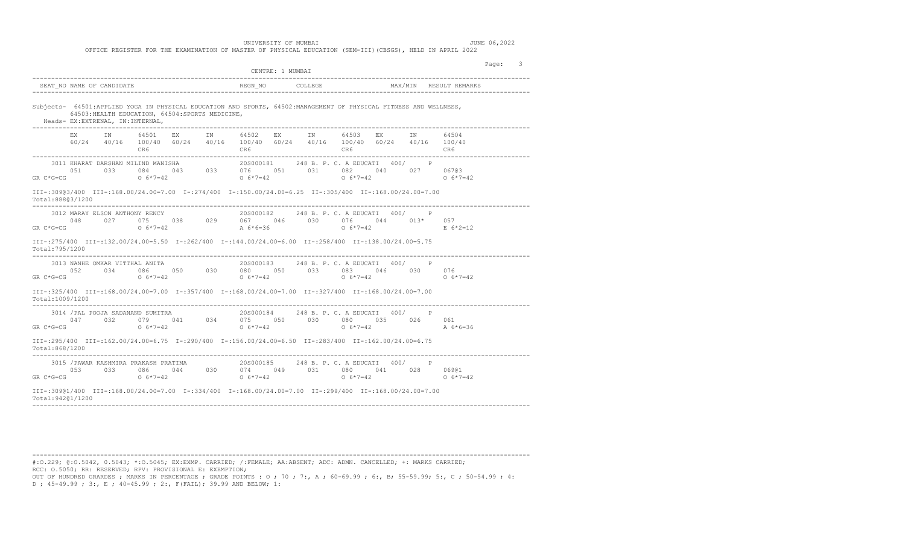UNIVERSITY OF MUMBAI

JUNE 06,2022

OFFICE REGISTER FOR THE EXAMINATION OF MASTER OF PHYSICAL EDUCATION (SEM-III)(CBSGS), HELD IN APRIL 2022

CENTRE: 1 MUMBAI

| SEAT_NO | NAME OF CANDIDATE | REGN_NO | COLLEGE | MAX/MIN | RESULT | REMARKS |
|---|---|---|---|---|---|---|

Subjects- 64501:APPLIED YOGA IN PHYSICAL EDUCATION AND SPORTS, 64502:MANAGEMENT OF PHYSICAL FITNESS AND WELLNESS, 64503:HEALTH EDUCATION, 64504:SPORTS MEDICINE,

Heads- EX:EXTRENAL, IN:INTERNAL,

| | EX | IN | 64501 | EX | IN | 64502 | EX | IN | 64503 | EX | IN | 64504 |
|---|---|---|---|---|---|---|---|---|---|---|---|---|
| | 60/24 | 40/16 | 100/40 CR6 | 60/24 | 40/16 | 100/40 CR6 | 60/24 | 40/16 | 100/40 CR6 | 60/24 | 40/16 | 100/40 CR6 |
| 3011 KHARAT DARSHAN MILIND MANISHA (20S000181, 248 B. P. C. A EDUCATI, 400/, P) | 051 | 033 | 084 | 043 | 033 | 076 | 051 | 031 | 082 | 040 | 027 | 067@3 |
| GR C*G=CG | | | O 6*7=42 | | | O 6*7=42 | | | O 6*7=42 | | | O 6*7=42 |
| 3012 MARAY ELSON ANTHONY RENCY (20S000182, 248 B. P. C. A EDUCATI, 400/, P) | 048 | 027 | 075 | 038 | 029 | 067 | 046 | 030 | 076 | 044 | 013* | 057 |
| GR C*G=CG | | | O 6*7=42 | | | A 6*6=36 | | | O 6*7=42 | | | E 6*2=12 |
| 3013 NANHE OMKAR VITTHAL ANITA (20S000183, 248 B. P. C. A EDUCATI, 400/, P) | 052 | 034 | 086 | 050 | 030 | 080 | 050 | 033 | 083 | 046 | 030 | 076 |
| GR C*G=CG | | | O 6*7=42 | | | O 6*7=42 | | | O 6*7=42 | | | O 6*7=42 |
| 3014 /PAL POOJA SADANAND SUMITRA (20S000184, 248 B. P. C. A EDUCATI, 400/, P) | 047 | 032 | 079 | 041 | 034 | 075 | 050 | 030 | 080 | 035 | 026 | 061 |
| GR C*G=CG | | | O 6*7=42 | | | O 6*7=42 | | | O 6*7=42 | | | A 6*6=36 |
| 3015 /PAWAR KASHMIRA PRAKASH PRATIMA (20S000185, 248 B. P. C. A EDUCATI, 400/, P) | 053 | 033 | 086 | 044 | 030 | 074 | 049 | 031 | 080 | 041 | 028 | 069@1 |
| GR C*G=CG | | | O 6*7=42 | | | O 6*7=42 | | | O 6*7=42 | | | O 6*7=42 |

3011: III-:309@3/400 III-:168.00/24.00=7.00 I-:274/400 I-:150.00/24.00=6.25 II-:305/400 II-:168.00/24.00=7.00
Total:888@3/1200

3012: III-:275/400 III-:132.00/24.00=5.50 I-:262/400 I-:144.00/24.00=6.00 II-:258/400 II-:138.00/24.00=5.75
Total:795/1200

3013: III-:325/400 III-:168.00/24.00=7.00 I-:357/400 I-:168.00/24.00=7.00 II-:327/400 II-:168.00/24.00=7.00
Total:1009/1200

3014: III-:295/400 III-:162.00/24.00=6.75 I-:290/400 I-:156.00/24.00=6.50 II-:283/400 II-:162.00/24.00=6.75
Total:868/1200

3015: III-:309@1/400 III-:168.00/24.00=7.00 I-:334/400 I-:168.00/24.00=7.00 II-:299/400 II-:168.00/24.00=7.00
Total:942@1/1200

#:O.229; @:O.5042, O.5043; *:O.5045; EX:EXMP. CARRIED; /:FEMALE; AA:ABSENT; ADC: ADMN. CANCELLED; +: MARKS CARRIED; RCC: O.5050; RR: RESERVED; RPV: PROVISIONAL E: EXEMPTION;
OUT OF HUNDRED GRARDES ; MARKS IN PERCENTAGE ; GRADE POINTS : O ; 70 ; 7:, A ; 60-69.99 ; 6:, B; 55-59.99; 5:, C ; 50-54.99 ; 4: D ; 45-49.99 ; 3:, E ; 40-45.99 ; 2:, F(FAIL); 39.99 AND BELOW; 1: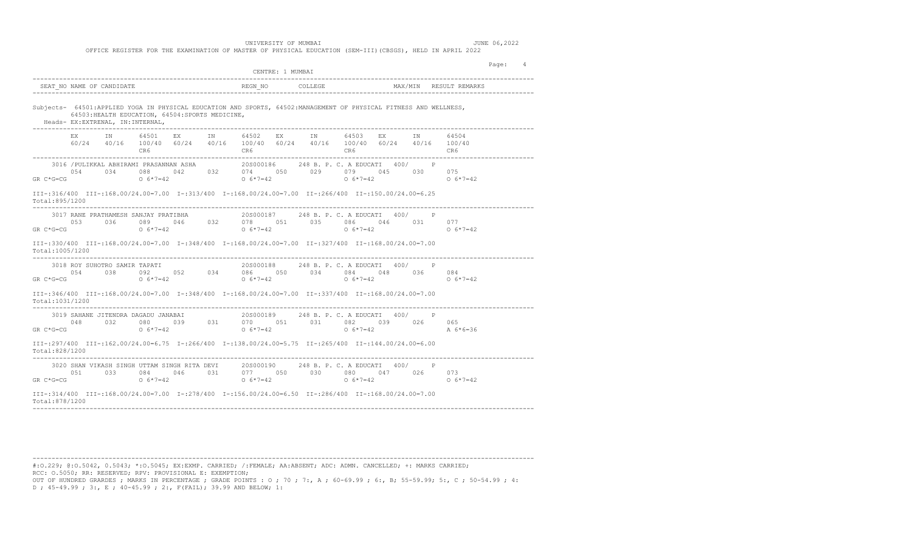UNIVERSITY OF MUMBAI

JUNE 06,2022

OFFICE REGISTER FOR THE EXAMINATION OF MASTER OF PHYSICAL EDUCATION (SEM-III)(CBSGS), HELD IN APRIL 2022

CENTRE: 1 MUMBAI

| SEAT_NO | NAME OF CANDIDATE | REGN_NO | COLLEGE | MAX/MIN | RESULT | REMARKS |
|---|---|---|---|---|---|---|

Subjects- 64501:APPLIED YOGA IN PHYSICAL EDUCATION AND SPORTS, 64502:MANAGEMENT OF PHYSICAL FITNESS AND WELLNESS, 64503:HEALTH EDUCATION, 64504:SPORTS MEDICINE,

Heads- EX:EXTRENAL, IN:INTERNAL,

| | EX | IN | 64501 | EX | IN | 64502 | EX | IN | 64503 | EX | IN | 64504 |
|---|---|---|---|---|---|---|---|---|---|---|---|---|
| | 60/24 | 40/16 | 100/40 | 60/24 | 40/16 | 100/40 | 60/24 | 40/16 | 100/40 | 60/24 | 40/16 | 100/40 |
| | | | CR6 | | | CR6 | | | CR6 | | | CR6 |

3016 /PULIKKAL ABHIRAMI PRASANNAN ASHA — 20S000186 — 248 B. P. C. A EDUCATI — 400/ — P

| | EX | IN | 64501 | EX | IN | 64502 | EX | IN | 64503 | EX | IN | 64504 |
|---|---|---|---|---|---|---|---|---|---|---|---|---|
| | 054 | 034 | 088 | 042 | 032 | 074 | 050 | 029 | 079 | 045 | 030 | 075 |
| GR C*G=CG | | | O 6*7=42 | | | O 6*7=42 | | | O 6*7=42 | | | O 6*7=42 |

III-:316/400 III-:168.00/24.00=7.00 I-:313/400 I-:168.00/24.00=7.00 II-:266/400 II-:150.00/24.00=6.25

Total:895/1200

3017 RANE PRATHAMESH SANJAY PRATIBHA — 20S000187 — 248 B. P. C. A EDUCATI — 400/ — P

| | EX | IN | 64501 | EX | IN | 64502 | EX | IN | 64503 | EX | IN | 64504 |
|---|---|---|---|---|---|---|---|---|---|---|---|---|
| | 053 | 036 | 089 | 046 | 032 | 078 | 051 | 035 | 086 | 046 | 031 | 077 |
| GR C*G=CG | | | O 6*7=42 | | | O 6*7=42 | | | O 6*7=42 | | | O 6*7=42 |

III-:330/400 III-:168.00/24.00=7.00 I-:348/400 I-:168.00/24.00=7.00 II-:327/400 II-:168.00/24.00=7.00

Total:1005/1200

3018 ROY SUHOTRO SAMIR TAPATI — 20S000188 — 248 B. P. C. A EDUCATI — 400/ — P

| | EX | IN | 64501 | EX | IN | 64502 | EX | IN | 64503 | EX | IN | 64504 |
|---|---|---|---|---|---|---|---|---|---|---|---|---|
| | 054 | 038 | 092 | 052 | 034 | 086 | 050 | 034 | 084 | 048 | 036 | 084 |
| GR C*G=CG | | | O 6*7=42 | | | O 6*7=42 | | | O 6*7=42 | | | O 6*7=42 |

III-:346/400 III-:168.00/24.00=7.00 I-:348/400 I-:168.00/24.00=7.00 II-:337/400 II-:168.00/24.00=7.00

Total:1031/1200

3019 SAHANE JITENDRA DAGADU JANABAI — 20S000189 — 248 B. P. C. A EDUCATI — 400/ — P

| | EX | IN | 64501 | EX | IN | 64502 | EX | IN | 64503 | EX | IN | 64504 |
|---|---|---|---|---|---|---|---|---|---|---|---|---|
| | 048 | 032 | 080 | 039 | 031 | 070 | 051 | 031 | 082 | 039 | 026 | 065 |
| GR C*G=CG | | | O 6*7=42 | | | O 6*7=42 | | | O 6*7=42 | | | A 6*6=36 |

III-:297/400 III-:162.00/24.00=6.75 I-:266/400 I-:138.00/24.00=5.75 II-:265/400 II-:144.00/24.00=6.00

Total:828/1200

3020 SHAN VIKASH SINGH UTTAM SINGH RITA DEVI — 20S000190 — 248 B. P. C. A EDUCATI — 400/ — P

| | EX | IN | 64501 | EX | IN | 64502 | EX | IN | 64503 | EX | IN | 64504 |
|---|---|---|---|---|---|---|---|---|---|---|---|---|
| | 051 | 033 | 084 | 046 | 031 | 077 | 050 | 030 | 080 | 047 | 026 | 073 |
| GR C*G=CG | | | O 6*7=42 | | | O 6*7=42 | | | O 6*7=42 | | | O 6*7=42 |

III-:314/400 III-:168.00/24.00=7.00 I-:278/400 I-:156.00/24.00=6.50 II-:286/400 II-:168.00/24.00=7.00

Total:878/1200

#:O.229; @:O.5042, 0.5043; *:O.5045; EX:EXMP. CARRIED; /:FEMALE; AA:ABSENT; ADC: ADMN. CANCELLED; +: MARKS CARRIED; RCC: O.5050; RR: RESERVED; RPV: PROVISIONAL E: EXEMPTION;
OUT OF HUNDRED GRARDES ; GRADE POINTS : O ; 70 ; 7:, A ; 60-69.99 ; 6:, B; 55-59.99; 5:, C ; 50-54.99 ; 4: D ; 45-49.99 ; 3:, E ; 40-45.99 ; 2:, F(FAIL); 39.99 AND BELOW; 1: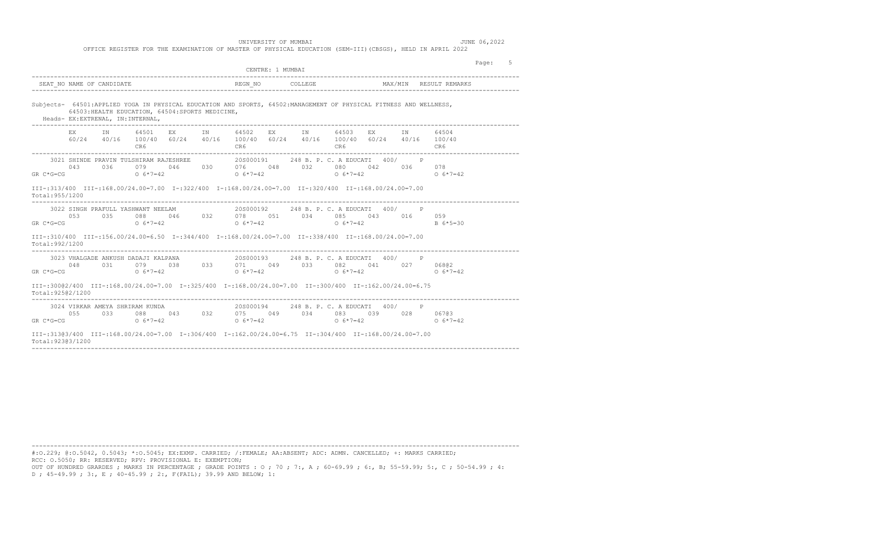UNIVERSITY OF MUMBAI

OFFICE REGISTER FOR THE EXAMINATION OF MASTER OF PHYSICAL EDUCATION (SEM-III)(CBSGS), HELD IN APRIL 2022

JUNE 06,2022

CENTRE: 1 MUMBAI

| SEAT_NO | NAME OF CANDIDATE | REGN_NO | COLLEGE | MAX/MIN | RESULT | REMARKS |
|---|---|---|---|---|---|---|

Subjects- 64501:APPLIED YOGA IN PHYSICAL EDUCATION AND SPORTS, 64502:MANAGEMENT OF PHYSICAL FITNESS AND WELLNESS, 64503:HEALTH EDUCATION, 64504:SPORTS MEDICINE,

Heads- EX:EXTRENAL, IN:INTERNAL,

| | EX 60/24 | IN 40/16 | 64501 100/40 CR6 | EX 60/24 | IN 40/16 | 64502 100/40 CR6 | EX 60/24 | IN 40/16 | 64503 100/40 CR6 | EX 60/24 | IN 40/16 | 64504 100/40 CR6 |
|---|---|---|---|---|---|---|---|---|---|---|---|---|
| **3021 SHINDE PRAVIN TULSHIRAM RAJESHREE** — 20S000191 — 248 B. P. C. A EDUCATI — 400/ — P | | | | | | | | | | | | |
| | 043 | 036 | 079 | 046 | 030 | 076 | 048 | 032 | 080 | 042 | 036 | 078 |
| GR C*G=CG | | | O 6*7=42 | | | O 6*7=42 | | | O 6*7=42 | | | O 6*7=42 |
| **3022 SINGH PRAFULL YASHWANT NEELAM** — 20S000192 — 248 B. P. C. A EDUCATI — 400/ — P | | | | | | | | | | | | |
| | 053 | 035 | 088 | 046 | 032 | 078 | 051 | 034 | 085 | 043 | 016 | 059 |
| GR C*G=CG | | | O 6*7=42 | | | O 6*7=42 | | | O 6*7=42 | | | B 6*5=30 |
| **3023 VHALGADE ANKUSH DADAJI KALPANA** — 20S000193 — 248 B. P. C. A EDUCATI — 400/ — P | | | | | | | | | | | | |
| | 048 | 031 | 079 | 038 | 033 | 071 | 049 | 033 | 082 | 041 | 027 | 068@2 |
| GR C*G=CG | | | O 6*7=42 | | | O 6*7=42 | | | O 6*7=42 | | | O 6*7=42 |
| **3024 VIRKAR AMEYA SHRIRAM KUNDA** — 20S000194 — 248 B. P. C. A EDUCATI — 400/ — P | | | | | | | | | | | | |
| | 055 | 033 | 088 | 043 | 032 | 075 | 049 | 034 | 083 | 039 | 028 | 067@3 |
| GR C*G=CG | | | O 6*7=42 | | | O 6*7=42 | | | O 6*7=42 | | | O 6*7=42 |

**3021:** III-:313/400 III-:168.00/24.00=7.00 I-:322/400 I-:168.00/24.00=7.00 II-:320/400 II-:168.00/24.00=7.00
Total:955/1200

**3022:** III-:310/400 III-:156.00/24.00=6.50 I-:344/400 I-:168.00/24.00=7.00 II-:338/400 II-:168.00/24.00=7.00
Total:992/1200

**3023:** III-:300@2/400 III-:168.00/24.00=7.00 I-:325/400 I-:168.00/24.00=7.00 II-:300/400 II-:162.00/24.00=6.75
Total:925@2/1200

**3024:** III-:313@3/400 III-:168.00/24.00=7.00 I-:306/400 I-:162.00/24.00=6.75 II-:304/400 II-:168.00/24.00=7.00
Total:923@3/1200

#:O.229; @:O.5042, 0.5043; *:O.5045; EX:EXMP. CARRIED; /:FEMALE; AA:ABSENT; ADC: ADMN. CANCELLED; +: MARKS CARRIED; RCC: O.5050; RR: RESERVED; RPV: PROVISIONAL E: EXEMPTION;
OUT OF HUNDRED GRARDES ; MARKS IN PERCENTAGE ; GRADE POINTS : O ; 70 ; 7:, A ; 60-69.99 ; 6:, B; 55-59.99; 5:, C ; 50-54.99 ; 4: D ; 45-49.99 ; 3:, E ; 40-45.99 ; 2:, F(FAIL); 39.99 AND BELOW; 1: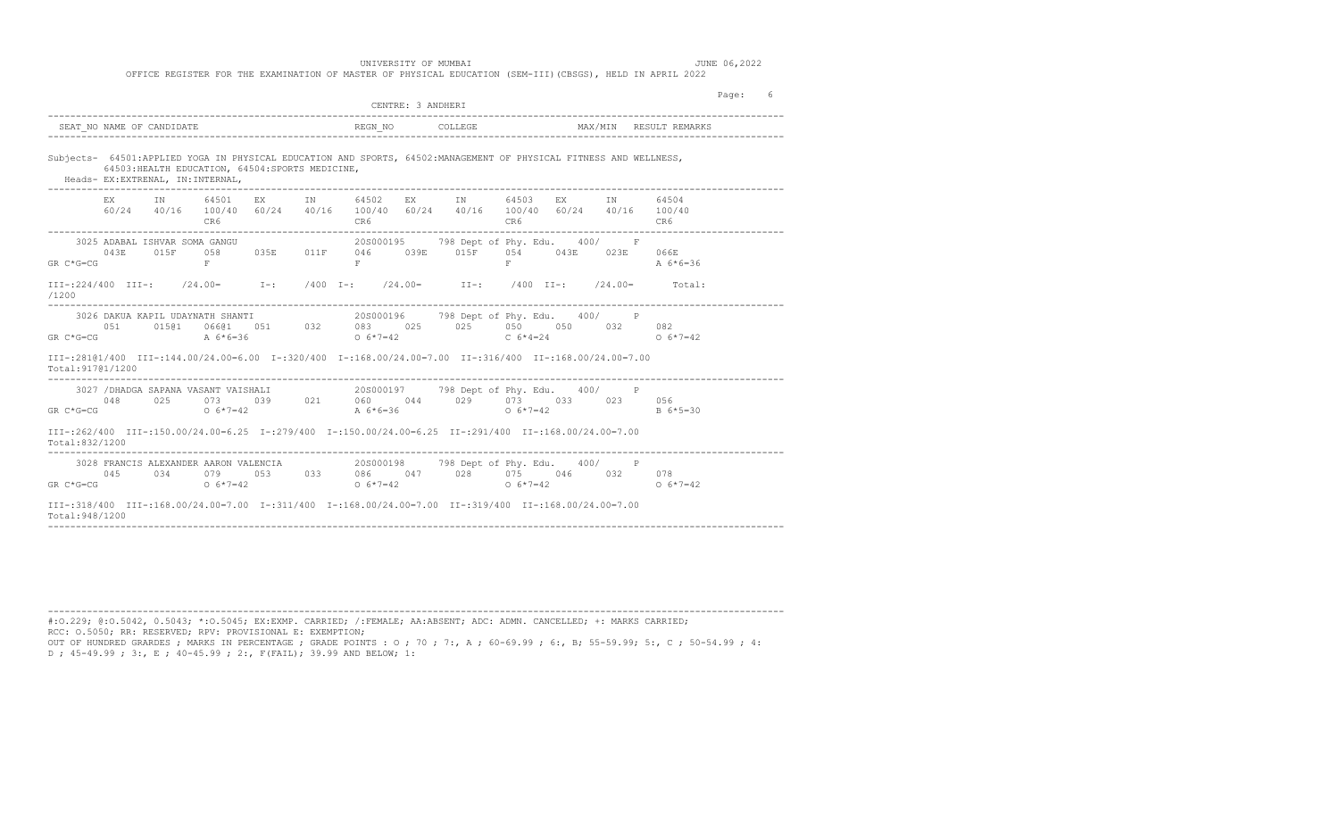UNIVERSITY OF MUMBAI

JUNE 06,2022

OFFICE REGISTER FOR THE EXAMINATION OF MASTER OF PHYSICAL EDUCATION (SEM-III)(CBSGS), HELD IN APRIL 2022

CENTRE: 3 ANDHERI

| SEAT_NO NAME OF CANDIDATE | REGN_NO | COLLEGE | MAX/MIN | RESULT | REMARKS |
|---|---|---|---|---|---|

Subjects- 64501:APPLIED YOGA IN PHYSICAL EDUCATION AND SPORTS, 64502:MANAGEMENT OF PHYSICAL FITNESS AND WELLNESS, 64503:HEALTH EDUCATION, 64504:SPORTS MEDICINE,

Heads- EX:EXTRENAL, IN:INTERNAL,

| | EX 60/24 | IN 40/16 | 64501 100/40 CR6 | EX 60/24 | IN 40/16 | 64502 100/40 CR6 | EX 60/24 | IN 40/16 | 64503 100/40 CR6 | EX 60/24 | IN 40/16 | 64504 100/40 CR6 |
|---|---|---|---|---|---|---|---|---|---|---|---|---|
| 3025 ADABAL ISHVAR SOMA GANGU — 20S000195 — 798 Dept of Phy. Edu. — 400/ — F | | | | | | | | | | | | |
| GR C*G=CG | 043E | 015F | 058 F | 035E | 011F | 046 F | 039E | 015F | 054 F | 043E | 023E | 066E A 6*6=36 |
| 3026 DAKUA KAPIL UDAYNATH SHANTI — 20S000196 — 798 Dept of Phy. Edu. — 400/ — P | | | | | | | | | | | | |
| GR C*G=CG | 051 | 015@1 | 066@1 A 6*6=36 | 051 | 032 | 083 O 6*7=42 | 025 | 025 | 050 C 6*4=24 | 050 | 032 | 082 O 6*7=42 |
| 3027 /DHADGA SAPANA VASANT VAISHALI — 20S000197 — 798 Dept of Phy. Edu. — 400/ — P | | | | | | | | | | | | |
| GR C*G=CG | 048 | 025 | 073 O 6*7=42 | 039 | 021 | 060 A 6*6=36 | 044 | 029 | 073 O 6*7=42 | 033 | 023 | 056 B 6*5=30 |
| 3028 FRANCIS ALEXANDER AARON VALENCIA — 20S000198 — 798 Dept of Phy. Edu. — 400/ — P | | | | | | | | | | | | |
| GR C*G=CG | 045 | 034 | 079 O 6*7=42 | 053 | 033 | 086 O 6*7=42 | 047 | 028 | 075 O 6*7=42 | 046 | 032 | 078 O 6*7=42 |

3025: III-:224/400 III-: /24.00= I-: /400 I-: /24.00= II-: /400 II-: /24.00= Total: /1200

3026: III-:281@1/400 III-:144.00/24.00=6.00 I-:320/400 I-:168.00/24.00=7.00 II-:316/400 II-:168.00/24.00=7.00 Total:917@1/1200

3027: III-:262/400 III-:150.00/24.00=6.25 I-:279/400 I-:150.00/24.00=6.25 II-:291/400 II-:168.00/24.00=7.00 Total:832/1200

3028: III-:318/400 III-:168.00/24.00=7.00 I-:311/400 I-:168.00/24.00=7.00 II-:319/400 II-:168.00/24.00=7.00 Total:948/1200

#:O.229; @:O.5042, 0.5043; *:O.5045; EX:EXMP. CARRIED; /:FEMALE; AA:ABSENT; ADC: ADMN. CANCELLED; +: MARKS CARRIED; RCC: O.5050; RR: RESERVED; RPV: PROVISIONAL E: EXEMPTION;
OUT OF HUNDRED GRARDES ; MARKS IN PERCENTAGE ; GRADE POINTS : O ; 70 ; 7:, A ; 60-69.99 ; 6:, B; 55-59.99; 5:, C ; 50-54.99 ; 4: D ; 45-49.99 ; 3:, E ; 40-45.99 ; 2:, F(FAIL); 39.99 AND BELOW; 1: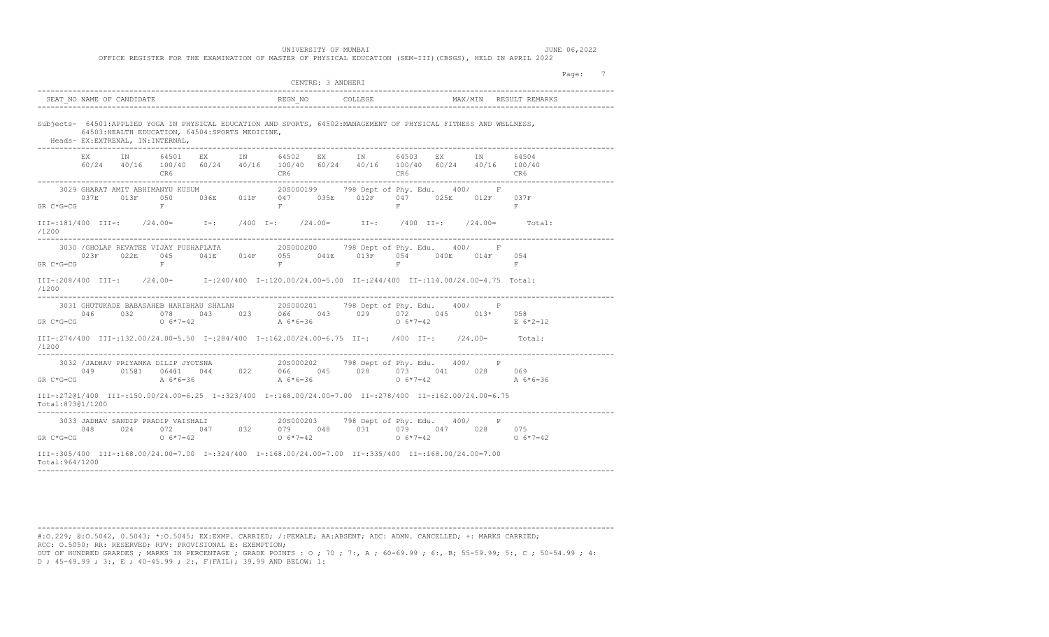UNIVERSITY OF MUMBAI

JUNE 06,2022

OFFICE REGISTER FOR THE EXAMINATION OF MASTER OF PHYSICAL EDUCATION (SEM-III)(CBSGS), HELD IN APRIL 2022

CENTRE: 3 ANDHERI

| SEAT_NO NAME OF CANDIDATE | REGN_NO | COLLEGE | MAX/MIN | RESULT | REMARKS |
|---|---|---|---|---|---|

Subjects- 64501:APPLIED YOGA IN PHYSICAL EDUCATION AND SPORTS, 64502:MANAGEMENT OF PHYSICAL FITNESS AND WELLNESS, 64503:HEALTH EDUCATION, 64504:SPORTS MEDICINE,

Heads- EX:EXTRENAL, IN:INTERNAL,

```
         EX      IN      64501   EX      IN      64502   EX      IN      64503   EX      IN      64504
         60/24   40/16   100/40  60/24   40/16   100/40  60/24   40/16   100/40  60/24   40/16   100/40
                         CR6                             CR6                             CR6                             CR6
--------------------------------------------------------------------------------------------------------
     3029 GHARAT AMIT ABHIMANYU KUSUM              20S000199     798 Dept of Phy. Edu.   400/     F
         037E    013F    050     036E    011F    047     035E    012F    047     025E    012F    037F
GR C*G=CG                F                               F                       F                       F

III-:181/400  III-:    /24.00=       I-:    /400  I-:    /24.00=       II-:    /400  II-:    /24.00=       Total:
/1200
--------------------------------------------------------------------------------------------------------
     3030 /GHOLAP REVATEE VIJAY PUSHAPLATA         20S000200     798 Dept of Phy. Edu.   400/     F
         023F    022E    045     041E    014F    055     041E    013F    054     040E    014F    054
GR C*G=CG                F                               F                       F                       F

III-:208/400  III-:    /24.00=       I-:240/400  I-:120.00/24.00=5.00  II-:244/400  II-:114.00/24.00=4.75  Total:
/1200
--------------------------------------------------------------------------------------------------------
     3031 GHUTUKADE BABASAHEB HARIBHAU SHALAN      20S000201     798 Dept of Phy. Edu.   400/     P
         046     032     078     043     023     066     043     029     072     045     013*    058
GR C*G=CG                O 6*7=42                        A 6*6=36                O 6*7=42                E 6*2=12

III-:274/400  III-:132.00/24.00=5.50  I-:284/400  I-:162.00/24.00=6.75  II-:    /400  II-:    /24.00=       Total:
/1200
--------------------------------------------------------------------------------------------------------
     3032 /JADHAV PRIYANKA DILIP JYOTSNA           20S000202     798 Dept of Phy. Edu.   400/     P
         049     015@1   064@1   044     022     066     045     028     073     041     028     069
GR C*G=CG                A 6*6=36                        A 6*6=36                O 6*7=42                A 6*6=36

III-:272@1/400  III-:150.00/24.00=6.25  I-:323/400  I-:168.00/24.00=7.00  II-:278/400  II-:162.00/24.00=6.75
Total:873@1/1200
--------------------------------------------------------------------------------------------------------
     3033 JADHAV SANDIP PRADIP VAISHALI            20S000203     798 Dept of Phy. Edu.   400/     P
         048     024     072     047     032     079     048     031     079     047     028     075
GR C*G=CG                O 6*7=42                        O 6*7=42                O 6*7=42                O 6*7=42

III-:305/400  III-:168.00/24.00=7.00  I-:324/400  I-:168.00/24.00=7.00  II-:335/400  II-:168.00/24.00=7.00
Total:964/1200
--------------------------------------------------------------------------------------------------------
```

#:O.229; @:O.5042, 0.5043; *:O.5045; EX:EXMP. CARRIED; /:FEMALE; AA:ABSENT; ADC: ADMN. CANCELLED; +: MARKS CARRIED;
RCC: O.5050; RR: RESERVED; RPV: PROVISIONAL E: EXEMPTION;
OUT OF HUNDRED GRARDES ; MARKS IN PERCENTAGE ; GRADE POINTS : O ; 70 ; 7:, A ; 60-69.99 ; 6:, B; 55-59.99; 5:, C ; 50-54.99 ; 4:
D ; 45-49.99 ; 3:, E ; 40-45.99 ; 2:, F(FAIL); 39.99 AND BELOW; 1: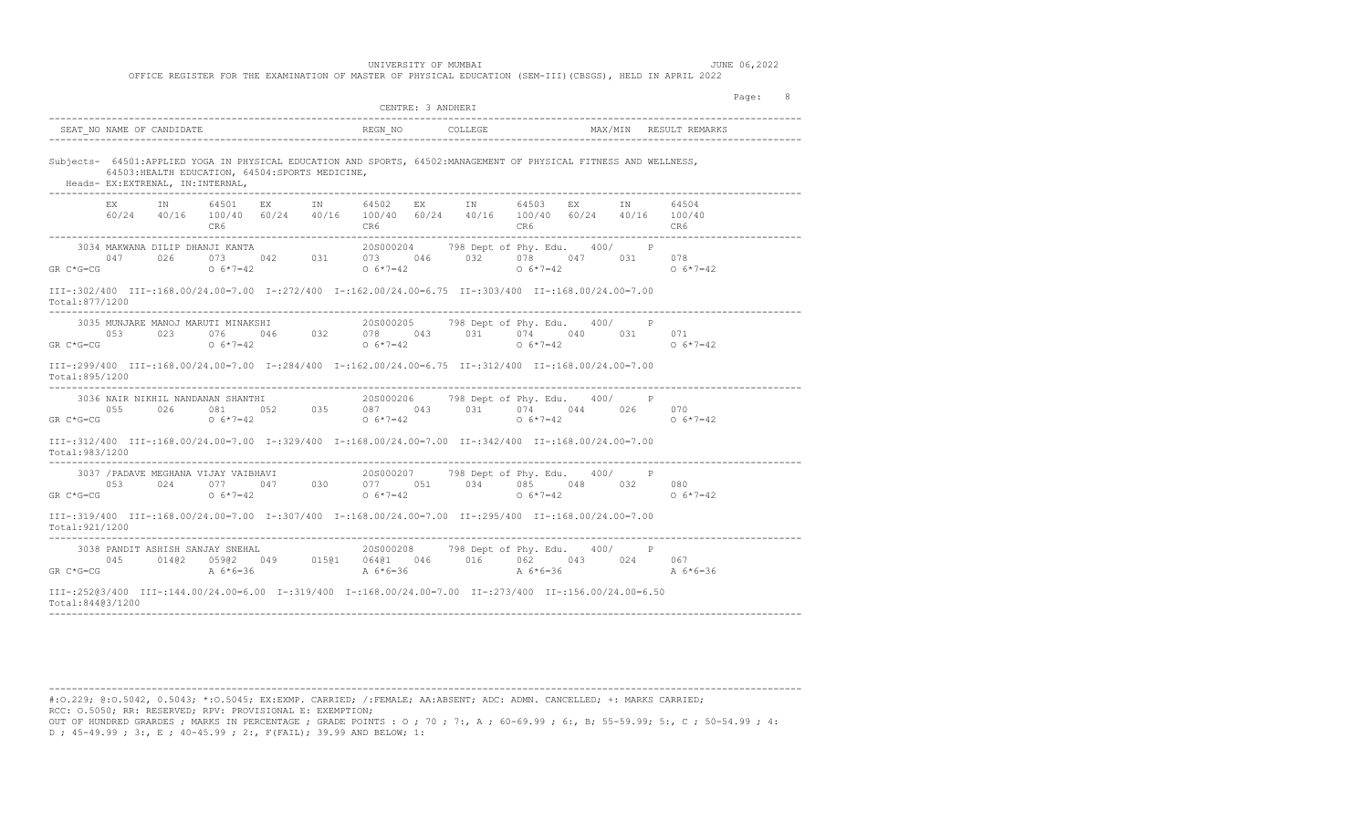UNIVERSITY OF MUMBAI

JUNE 06,2022

OFFICE REGISTER FOR THE EXAMINATION OF MASTER OF PHYSICAL EDUCATION (SEM-III)(CBSGS), HELD IN APRIL 2022

CENTRE: 3 ANDHERI

| SEAT_NO NAME OF CANDIDATE | REGN_NO | COLLEGE | MAX/MIN | RESULT REMARKS |
|---|---|---|---|---|

Subjects- 64501:APPLIED YOGA IN PHYSICAL EDUCATION AND SPORTS, 64502:MANAGEMENT OF PHYSICAL FITNESS AND WELLNESS, 64503:HEALTH EDUCATION, 64504:SPORTS MEDICINE,

Heads- EX:EXTRENAL, IN:INTERNAL,

| | EX | IN | 64501 | EX | IN | 64502 | EX | IN | 64503 | EX | IN | 64504 |
|---|---|---|---|---|---|---|---|---|---|---|---|---|
| | 60/24 | 40/16 | 100/40 | 60/24 | 40/16 | 100/40 | 60/24 | 40/16 | 100/40 | 60/24 | 40/16 | 100/40 |
| | | | CR6 | | | CR6 | | | CR6 | | | CR6 |

3034 MAKWANA DILIP DHANJI KANTA — 20S000204 — 798 Dept of Phy. Edu. — 400/ — P

| | EX | IN | 64501 | EX | IN | 64502 | EX | IN | 64503 | EX | IN | 64504 |
|---|---|---|---|---|---|---|---|---|---|---|---|---|
| | 047 | 026 | 073 | 042 | 031 | 073 | 046 | 032 | 078 | 047 | 031 | 078 |
| GR C*G=CG | | | O 6*7=42 | | | O 6*7=42 | | | O 6*7=42 | | | O 6*7=42 |

III-:302/400 III-:168.00/24.00=7.00 I-:272/400 I-:162.00/24.00=6.75 II-:303/400 II-:168.00/24.00=7.00
Total:877/1200

3035 MUNJARE MANOJ MARUTI MINAKSHI — 20S000205 — 798 Dept of Phy. Edu. — 400/ — P

| | EX | IN | 64501 | EX | IN | 64502 | EX | IN | 64503 | EX | IN | 64504 |
|---|---|---|---|---|---|---|---|---|---|---|---|---|
| | 053 | 023 | 076 | 046 | 032 | 078 | 043 | 031 | 074 | 040 | 031 | 071 |
| GR C*G=CG | | | O 6*7=42 | | | O 6*7=42 | | | O 6*7=42 | | | O 6*7=42 |

III-:299/400 III-:168.00/24.00=7.00 I-:284/400 I-:162.00/24.00=6.75 II-:312/400 II-:168.00/24.00=7.00
Total:895/1200

3036 NAIR NIKHIL NANDANAN SHANTHI — 20S000206 — 798 Dept of Phy. Edu. — 400/ — P

| | EX | IN | 64501 | EX | IN | 64502 | EX | IN | 64503 | EX | IN | 64504 |
|---|---|---|---|---|---|---|---|---|---|---|---|---|
| | 055 | 026 | 081 | 052 | 035 | 087 | 043 | 031 | 074 | 044 | 026 | 070 |
| GR C*G=CG | | | O 6*7=42 | | | O 6*7=42 | | | O 6*7=42 | | | O 6*7=42 |

III-:312/400 III-:168.00/24.00=7.00 I-:329/400 I-:168.00/24.00=7.00 II-:342/400 II-:168.00/24.00=7.00
Total:983/1200

3037 /PADAVE MEGHANA VIJAY VAIBHAVI — 20S000207 — 798 Dept of Phy. Edu. — 400/ — P

| | EX | IN | 64501 | EX | IN | 64502 | EX | IN | 64503 | EX | IN | 64504 |
|---|---|---|---|---|---|---|---|---|---|---|---|---|
| | 053 | 024 | 077 | 047 | 030 | 077 | 051 | 034 | 085 | 048 | 032 | 080 |
| GR C*G=CG | | | O 6*7=42 | | | O 6*7=42 | | | O 6*7=42 | | | O 6*7=42 |

III-:319/400 III-:168.00/24.00=7.00 I-:307/400 I-:168.00/24.00=7.00 II-:295/400 II-:168.00/24.00=7.00
Total:921/1200

3038 PANDIT ASHISH SANJAY SNEHAL — 20S000208 — 798 Dept of Phy. Edu. — 400/ — P

| | EX | IN | 64501 | EX | IN | 64502 | EX | IN | 64503 | EX | IN | 64504 |
|---|---|---|---|---|---|---|---|---|---|---|---|---|
| | 045 | 014@2 | 059@2 | 049 | 015@1 | 064@1 | 046 | 016 | 062 | 043 | 024 | 067 |
| GR C*G=CG | | | A 6*6=36 | | | A 6*6=36 | | | A 6*6=36 | | | A 6*6=36 |

III-:252@3/400 III-:144.00/24.00=6.00 I-:319/400 I-:168.00/24.00=7.00 II-:273/400 II-:156.00/24.00=6.50
Total:844@3/1200

#:O.229; @:O.5042, 0.5043; *:O.5045; EX:EXMP. CARRIED; /:FEMALE; AA:ABSENT; ADC: ADMN. CANCELLED; +: MARKS CARRIED; RCC: O.5050; RR: RESERVED; RPV: PROVISIONAL E: EXEMPTION;
OUT OF HUNDRED GRARDES ; MARKS IN PERCENTAGE ; GRADE POINTS : O ; 70 ; 7:, A ; 60-69.99 ; 6:, B; 55-59.99; 5:, C ; 50-54.99 ; 4: D ; 45-49.99 ; 3:, E ; 40-45.99 ; 2:, F(FAIL); 39.99 AND BELOW; 1: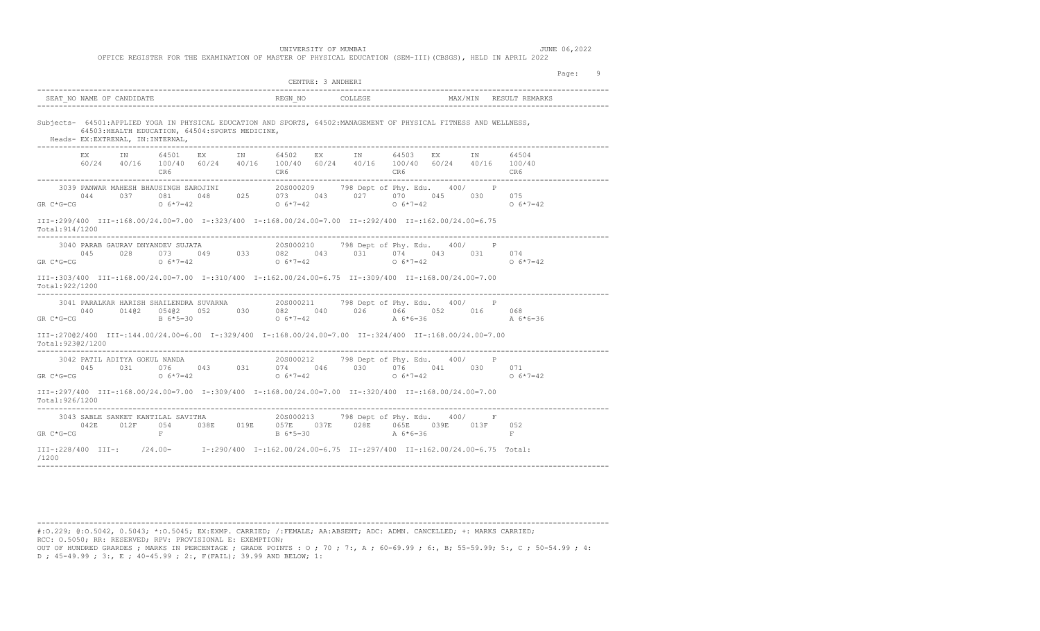UNIVERSITY OF MUMBAI

OFFICE REGISTER FOR THE EXAMINATION OF MASTER OF PHYSICAL EDUCATION (SEM-III)(CBSGS), HELD IN APRIL 2022

JUNE 06,2022

CENTRE: 3 ANDHERI

| SEAT_NO | NAME OF CANDIDATE | REGN_NO | COLLEGE | MAX/MIN | RESULT | REMARKS |
|---|---|---|---|---|---|---|

Subjects- 64501:APPLIED YOGA IN PHYSICAL EDUCATION AND SPORTS, 64502:MANAGEMENT OF PHYSICAL FITNESS AND WELLNESS, 64503:HEALTH EDUCATION, 64504:SPORTS MEDICINE,

Heads- EX:EXTRENAL, IN:INTERNAL,

| | EX 60/24 | IN 40/16 | 64501 100/40 CR6 | EX 60/24 | IN 40/16 | 64502 100/40 CR6 | EX 60/24 | IN 40/16 | 64503 100/40 CR6 | EX 60/24 | IN 40/16 | 64504 100/40 CR6 |
|---|---|---|---|---|---|---|---|---|---|---|---|---|
| 3039 PANWAR MAHESH BHAUSINGH SAROJINI — 20S000209 — 798 Dept of Phy. Edu. — 400/ — P | | | | | | | | | | | | |
| | 044 | 037 | 081 | 048 | 025 | 073 | 043 | 027 | 070 | 045 | 030 | 075 |
| GR C*G=CG | | | O 6*7=42 | | | O 6*7=42 | | | O 6*7=42 | | | O 6*7=42 |
| 3040 PARAB GAURAV DNYANDEV SUJATA — 20S000210 — 798 Dept of Phy. Edu. — 400/ — P | | | | | | | | | | | | |
| | 045 | 028 | 073 | 049 | 033 | 082 | 043 | 031 | 074 | 043 | 031 | 074 |
| GR C*G=CG | | | O 6*7=42 | | | O 6*7=42 | | | O 6*7=42 | | | O 6*7=42 |
| 3041 PARALKAR HARISH SHAILENDRA SUVARNA — 20S000211 — 798 Dept of Phy. Edu. — 400/ — P | | | | | | | | | | | | |
| | 040 | 014@2 | 054@2 | 052 | 030 | 082 | 040 | 026 | 066 | 052 | 016 | 068 |
| GR C*G=CG | | | B 6*5=30 | | | O 6*7=42 | | | A 6*6=36 | | | A 6*6=36 |
| 3042 PATIL ADITYA GOKUL NANDA — 20S000212 — 798 Dept of Phy. Edu. — 400/ — P | | | | | | | | | | | | |
| | 045 | 031 | 076 | 043 | 031 | 074 | 046 | 030 | 076 | 041 | 030 | 071 |
| GR C*G=CG | | | O 6*7=42 | | | O 6*7=42 | | | O 6*7=42 | | | O 6*7=42 |
| 3043 SABLE SANKET KANTILAL SAVITHA — 20S000213 — 798 Dept of Phy. Edu. — 400/ — F | | | | | | | | | | | | |
| | 042E | 012F | 054 | 038E | 019E | 057E | 037E | 028E | 065E | 039E | 013F | 052 |
| GR C*G=CG | | | F | | | B 6*5=30 | | | A 6*6=36 | | | F |

3039: III-:299/400 III-:168.00/24.00=7.00 I-:323/400 I-:168.00/24.00=7.00 II-:292/400 II-:162.00/24.00=6.75 Total:914/1200

3040: III-:303/400 III-:168.00/24.00=7.00 I-:310/400 I-:162.00/24.00=6.75 II-:309/400 II-:168.00/24.00=7.00 Total:922/1200

3041: III-:270@2/400 III-:144.00/24.00=6.00 I-:329/400 I-:168.00/24.00=7.00 II-:324/400 II-:168.00/24.00=7.00 Total:923@2/1200

3042: III-:297/400 III-:168.00/24.00=7.00 I-:309/400 I-:168.00/24.00=7.00 II-:320/400 II-:168.00/24.00=7.00 Total:926/1200

3043: III-:228/400 III-: /24.00= I-:290/400 I-:162.00/24.00=6.75 II-:297/400 II-:162.00/24.00=6.75 Total: /1200

#:O.229; @:O.5042, O.5043; *:O.5045; EX:EXMP. CARRIED; /:FEMALE; AA:ABSENT; ADC: ADMN. CANCELLED; +: MARKS CARRIED; RCC: O.5050; RR: RESERVED; RPV: PROVISIONAL E: EXEMPTION;

OUT OF HUNDRED GRARDES ; MARKS IN PERCENTAGE ; GRADE POINTS : O ; 70 ; 7:, A ; 60-69.99 ; 6:, B; 55-59.99; 5:, C ; 50-54.99 ; 4: D ; 45-49.99 ; 3:, E ; 40-45.99 ; 2:, F(FAIL); 39.99 AND BELOW; 1: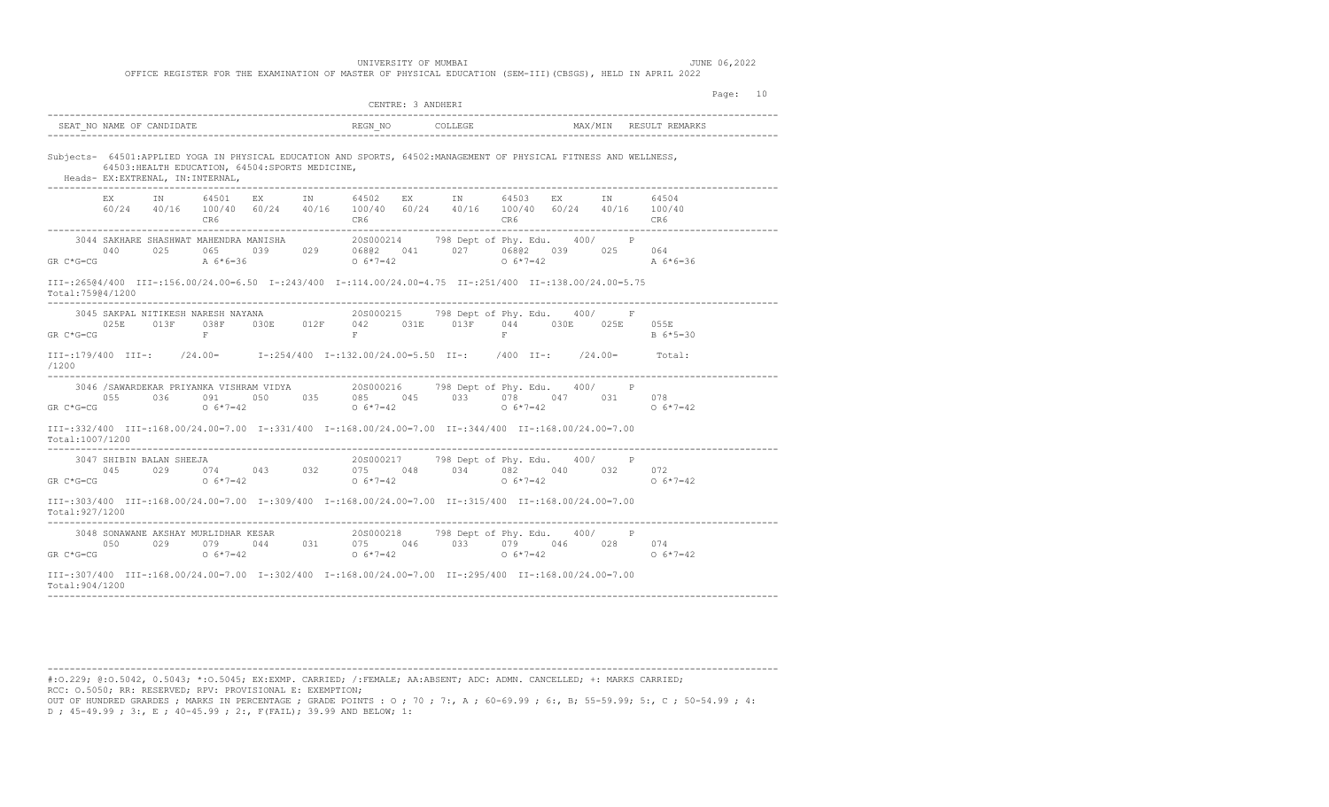UNIVERSITY OF MUMBAI

OFFICE REGISTER FOR THE EXAMINATION OF MASTER OF PHYSICAL EDUCATION (SEM-III)(CBSGS), HELD IN APRIL 2022

JUNE 06,2022

CENTRE: 3 ANDHERI

| SEAT_NO NAME OF CANDIDATE | REGN_NO | COLLEGE | MAX/MIN | RESULT REMARKS |
|---|---|---|---|---|

Subjects- 64501:APPLIED YOGA IN PHYSICAL EDUCATION AND SPORTS, 64502:MANAGEMENT OF PHYSICAL FITNESS AND WELLNESS, 64503:HEALTH EDUCATION, 64504:SPORTS MEDICINE,

Heads- EX:EXTRENAL, IN:INTERNAL,

| | EX | IN | 64501 | EX | IN | 64502 | EX | IN | 64503 | EX | IN | 64504 |
|---|---|---|---|---|---|---|---|---|---|---|---|---|
| | 60/24 | 40/16 | 100/40 | 60/24 | 40/16 | 100/40 | 60/24 | 40/16 | 100/40 | 60/24 | 40/16 | 100/40 |
| | | | CR6 | | | CR6 | | | CR6 | | | CR6 |

---

3044 SAKHARE SHASHWAT MAHENDRA MANISHA | 20S000214 | 798 Dept of Phy. Edu. | 400/ | P

| | 040 | 025 | 065 | 039 | 029 | 068@2 | 041 | 027 | 068@2 | 039 | 025 | 064 |
|---|---|---|---|---|---|---|---|---|---|---|---|---|
| GR C*G=CG | | | A 6*6=36 | | | O 6*7=42 | | | O 6*7=42 | | | A 6*6=36 |

III-:265@4/400 III-:156.00/24.00=6.50 I-:243/400 I-:114.00/24.00=4.75 II-:251/400 II-:138.00/24.00=5.75
Total:759@4/1200

---

3045 SAKPAL NITIKESH NARESH NAYANA | 20S000215 | 798 Dept of Phy. Edu. | 400/ | F

| | 025E | 013F | 038F | 030E | 012F | 042 | 031E | 013F | 044 | 030E | 025E | 055E |
|---|---|---|---|---|---|---|---|---|---|---|---|---|
| GR C*G=CG | | | F | | | F | | | F | | | B 6*5=30 |

III-:179/400 III-: /24.00= I-:254/400 I-:132.00/24.00=5.50 II-: /400 II-: /24.00= Total:
/1200

---

3046 /SAWARDEKAR PRIYANKA VISHRAM VIDYA | 20S000216 | 798 Dept of Phy. Edu. | 400/ | P

| | 055 | 036 | 091 | 050 | 035 | 085 | 045 | 033 | 078 | 047 | 031 | 078 |
|---|---|---|---|---|---|---|---|---|---|---|---|---|
| GR C*G=CG | | | O 6*7=42 | | | O 6*7=42 | | | O 6*7=42 | | | O 6*7=42 |

III-:332/400 III-:168.00/24.00=7.00 I-:331/400 I-:168.00/24.00=7.00 II-:344/400 II-:168.00/24.00=7.00
Total:1007/1200

---

3047 SHIBIN BALAN SHEEJA | 20S000217 | 798 Dept of Phy. Edu. | 400/ | P

| | 045 | 029 | 074 | 043 | 032 | 075 | 048 | 034 | 082 | 040 | 032 | 072 |
|---|---|---|---|---|---|---|---|---|---|---|---|---|
| GR C*G=CG | | | O 6*7=42 | | | O 6*7=42 | | | O 6*7=42 | | | O 6*7=42 |

III-:303/400 III-:168.00/24.00=7.00 I-:309/400 I-:168.00/24.00=7.00 II-:315/400 II-:168.00/24.00=7.00
Total:927/1200

---

3048 SONAWANE AKSHAY MURLIDHAR KESAR | 20S000218 | 798 Dept of Phy. Edu. | 400/ | P

| | 050 | 029 | 079 | 044 | 031 | 075 | 046 | 033 | 079 | 046 | 028 | 074 |
|---|---|---|---|---|---|---|---|---|---|---|---|---|
| GR C*G=CG | | | O 6*7=42 | | | O 6*7=42 | | | O 6*7=42 | | | O 6*7=42 |

III-:307/400 III-:168.00/24.00=7.00 I-:302/400 I-:168.00/24.00=7.00 II-:295/400 II-:168.00/24.00=7.00
Total:904/1200

---

#:O.229; @:O.5042, 0.5043; *:O.5045; EX:EXMP. CARRIED; /:FEMALE; AA:ABSENT; ADC: ADMN. CANCELLED; +: MARKS CARRIED;
RCC: O.5050; RR: RESERVED; RPV: PROVISIONAL E: EXEMPTION;
OUT OF HUNDRED GRARDES ; MARKS IN PERCENTAGE ; GRADE POINTS : O ; 70 ; 7:, A ; 60-69.99 ; 6:, B; 55-59.99; 5:, C ; 50-54.99 ; 4:
D ; 45-49.99 ; 3:, E ; 40-45.99 ; 2:, F(FAIL); 39.99 AND BELOW; 1: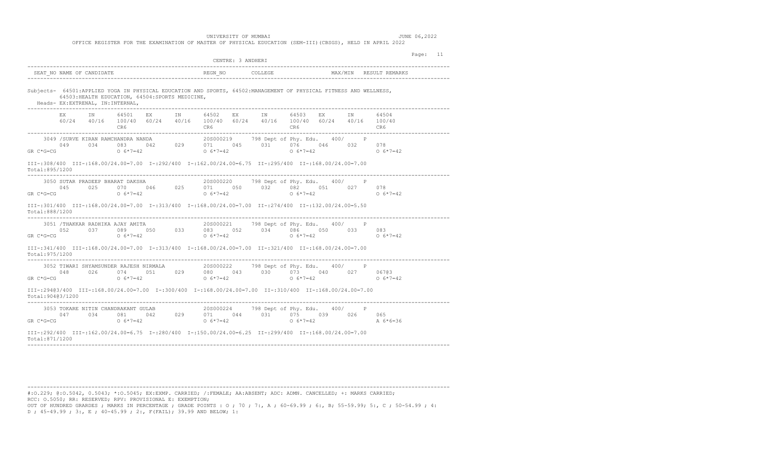UNIVERSITY OF MUMBAI

JUNE 06,2022

OFFICE REGISTER FOR THE EXAMINATION OF MASTER OF PHYSICAL EDUCATION (SEM-III)(CBSGS), HELD IN APRIL 2022

CENTRE: 3 ANDHERI

| SEAT_NO NAME OF CANDIDATE | REGN_NO | COLLEGE | MAX/MIN | RESULT | REMARKS |
|---|---|---|---|---|---|

Subjects- 64501:APPLIED YOGA IN PHYSICAL EDUCATION AND SPORTS, 64502:MANAGEMENT OF PHYSICAL FITNESS AND WELLNESS, 64503:HEALTH EDUCATION, 64504:SPORTS MEDICINE,

Heads- EX:EXTRENAL, IN:INTERNAL,

| | EX | IN | 64501 | EX | IN | 64502 | EX | IN | 64503 | EX | IN | 64504 |
|---|---|---|---|---|---|---|---|---|---|---|---|---|
| | 60/24 | 40/16 | 100/40 CR6 | 60/24 | 40/16 | 100/40 CR6 | 60/24 | 40/16 | 100/40 CR6 | 60/24 | 40/16 | 100/40 CR6 |

3049 /SURVE KIRAN RAMCHANDRA NANDA 20S000219 798 Dept of Phy. Edu. 400/ P

| | EX | IN | 64501 | EX | IN | 64502 | EX | IN | 64503 | EX | IN | 64504 |
|---|---|---|---|---|---|---|---|---|---|---|---|---|
| | 049 | 034 | 083 | 042 | 029 | 071 | 045 | 031 | 076 | 046 | 032 | 078 |
| GR C*G=CG | | | O 6*7=42 | | | O 6*7=42 | | | O 6*7=42 | | | O 6*7=42 |

III-:308/400 III-:168.00/24.00=7.00 I-:292/400 I-:162.00/24.00=6.75 II-:295/400 II-:168.00/24.00=7.00

Total:895/1200

3050 SUTAR PRADEEP BHARAT DAKSHA 20S000220 798 Dept of Phy. Edu. 400/ P

| | EX | IN | 64501 | EX | IN | 64502 | EX | IN | 64503 | EX | IN | 64504 |
|---|---|---|---|---|---|---|---|---|---|---|---|---|
| | 045 | 025 | 070 | 046 | 025 | 071 | 050 | 032 | 082 | 051 | 027 | 078 |
| GR C*G=CG | | | O 6*7=42 | | | O 6*7=42 | | | O 6*7=42 | | | O 6*7=42 |

III-:301/400 III-:168.00/24.00=7.00 I-:313/400 I-:168.00/24.00=7.00 II-:274/400 II-:132.00/24.00=5.50

Total:888/1200

3051 /THAKKAR RADHIKA AJAY AMITA 20S000221 798 Dept of Phy. Edu. 400/ P

| | EX | IN | 64501 | EX | IN | 64502 | EX | IN | 64503 | EX | IN | 64504 |
|---|---|---|---|---|---|---|---|---|---|---|---|---|
| | 052 | 037 | 089 | 050 | 033 | 083 | 052 | 034 | 086 | 050 | 033 | 083 |
| GR C*G=CG | | | O 6*7=42 | | | O 6*7=42 | | | O 6*7=42 | | | O 6*7=42 |

III-:341/400 III-:168.00/24.00=7.00 I-:313/400 I-:168.00/24.00=7.00 II-:321/400 II-:168.00/24.00=7.00

Total:975/1200

3052 TIWARI SHYAMSUNDER RAJESH NIRMALA 20S000222 798 Dept of Phy. Edu. 400/ P

| | EX | IN | 64501 | EX | IN | 64502 | EX | IN | 64503 | EX | IN | 64504 |
|---|---|---|---|---|---|---|---|---|---|---|---|---|
| | 048 | 026 | 074 | 051 | 029 | 080 | 043 | 030 | 073 | 040 | 027 | 067@3 |
| GR C*G=CG | | | O 6*7=42 | | | O 6*7=42 | | | O 6*7=42 | | | O 6*7=42 |

III-:294@3/400 III-:168.00/24.00=7.00 I-:300/400 I-:168.00/24.00=7.00 II-:310/400 II-:168.00/24.00=7.00

Total:904@3/1200

3053 TOKARE NITIN CHANDRAKANT GULAB 20S000224 798 Dept of Phy. Edu. 400/ P

| | EX | IN | 64501 | EX | IN | 64502 | EX | IN | 64503 | EX | IN | 64504 |
|---|---|---|---|---|---|---|---|---|---|---|---|---|
| | 047 | 034 | 081 | 042 | 029 | 071 | 044 | 031 | 075 | 039 | 026 | 065 |
| GR C*G=CG | | | O 6*7=42 | | | O 6*7=42 | | | O 6*7=42 | | | A 6*6=36 |

III-:292/400 III-:162.00/24.00=6.75 I-:280/400 I-:150.00/24.00=6.25 II-:299/400 II-:168.00/24.00=7.00

Total:871/1200

#:O.229; @:O.5042, 0.5043; *:O.5045; EX:EXMP. CARRIED; /:FEMALE; AA:ABSENT; ADC: ADMN. CANCELLED; +: MARKS CARRIED; RCC: O.5050; RR: RESERVED; RPV: PROVISIONAL E: EXEMPTION;

OUT OF HUNDRED GRARDES ; MARKS IN PERCENTAGE ; GRADE POINTS : O ; 70 ; 7:, A ; 60-69.99 ; 6:, B; 55-59.99; 5:, C ; 50-54.99 ; 4: D ; 45-49.99 ; 3:, E ; 40-45.99 ; 2:, F(FAIL); 39.99 AND BELOW; 1: